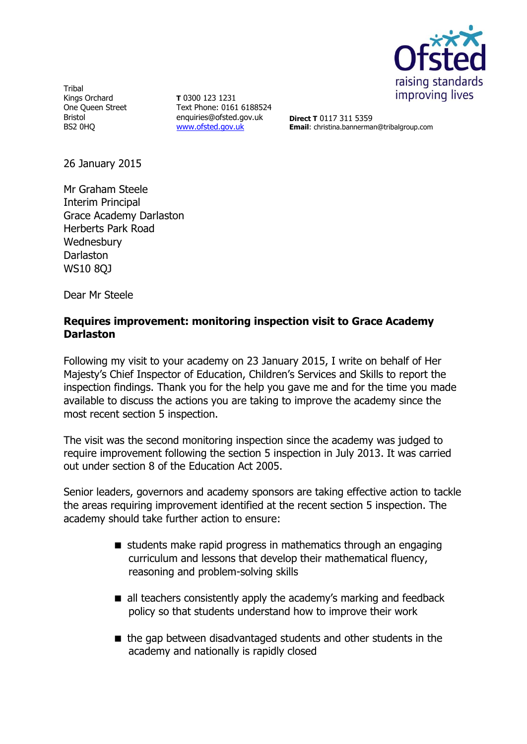Tribal
Kings Orchard
One Queen Street
Bristol
BS2 0HQ

**T** 0300 123 1231
Text Phone: 0161 6188524
enquiries@ofsted.gov.uk
[www.ofsted.gov.uk](http://www.ofsted.gov.uk)

**Direct T** 0117 311 5359
**Email**: christina.bannerman@tribalgroup.com

Ofsted
raising standards
improving lives

26 January 2015

Mr Graham Steele
Interim Principal
Grace Academy Darlaston
Herberts Park Road
Wednesbury
Darlaston
WS10 8QJ

Dear Mr Steele

**Requires improvement: monitoring inspection visit to Grace Academy Darlaston**

Following my visit to your academy on 23 January 2015, I write on behalf of Her Majesty's Chief Inspector of Education, Children's Services and Skills to report the inspection findings. Thank you for the help you gave me and for the time you made available to discuss the actions you are taking to improve the academy since the most recent section 5 inspection.

The visit was the second monitoring inspection since the academy was judged to require improvement following the section 5 inspection in July 2013. It was carried out under section 8 of the Education Act 2005.

Senior leaders, governors and academy sponsors are taking effective action to tackle the areas requiring improvement identified at the recent section 5 inspection. The academy should take further action to ensure:

- students make rapid progress in mathematics through an engaging curriculum and lessons that develop their mathematical fluency, reasoning and problem-solving skills
- all teachers consistently apply the academy's marking and feedback policy so that students understand how to improve their work
- the gap between disadvantaged students and other students in the academy and nationally is rapidly closed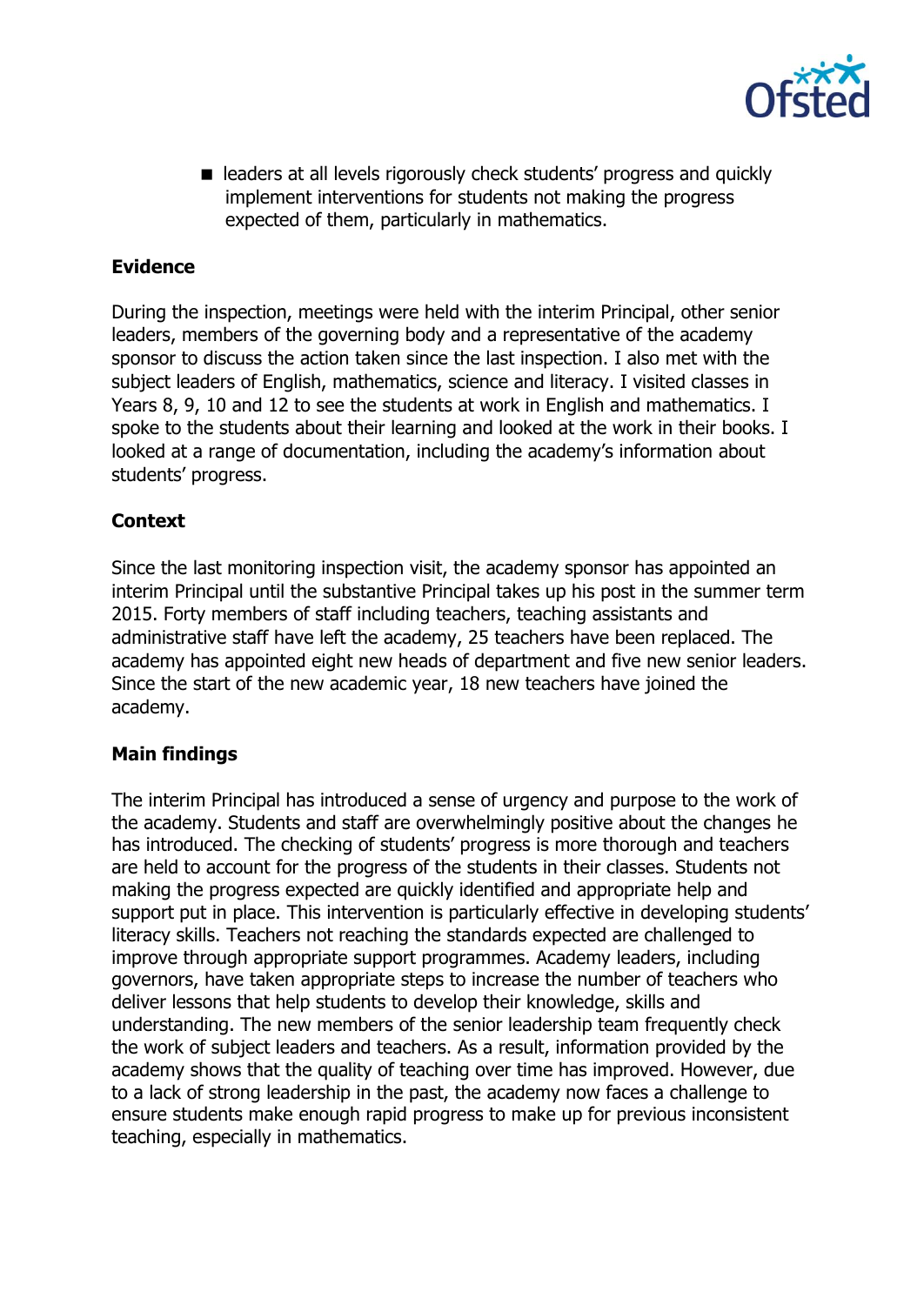- leaders at all levels rigorously check students' progress and quickly implement interventions for students not making the progress expected of them, particularly in mathematics.

**Evidence**

During the inspection, meetings were held with the interim Principal, other senior leaders, members of the governing body and a representative of the academy sponsor to discuss the action taken since the last inspection. I also met with the subject leaders of English, mathematics, science and literacy. I visited classes in Years 8, 9, 10 and 12 to see the students at work in English and mathematics. I spoke to the students about their learning and looked at the work in their books. I looked at a range of documentation, including the academy's information about students' progress.

**Context**

Since the last monitoring inspection visit, the academy sponsor has appointed an interim Principal until the substantive Principal takes up his post in the summer term 2015. Forty members of staff including teachers, teaching assistants and administrative staff have left the academy, 25 teachers have been replaced. The academy has appointed eight new heads of department and five new senior leaders. Since the start of the new academic year, 18 new teachers have joined the academy.

**Main findings**

The interim Principal has introduced a sense of urgency and purpose to the work of the academy. Students and staff are overwhelmingly positive about the changes he has introduced. The checking of students' progress is more thorough and teachers are held to account for the progress of the students in their classes. Students not making the progress expected are quickly identified and appropriate help and support put in place. This intervention is particularly effective in developing students' literacy skills. Teachers not reaching the standards expected are challenged to improve through appropriate support programmes. Academy leaders, including governors, have taken appropriate steps to increase the number of teachers who deliver lessons that help students to develop their knowledge, skills and understanding. The new members of the senior leadership team frequently check the work of subject leaders and teachers. As a result, information provided by the academy shows that the quality of teaching over time has improved. However, due to a lack of strong leadership in the past, the academy now faces a challenge to ensure students make enough rapid progress to make up for previous inconsistent teaching, especially in mathematics.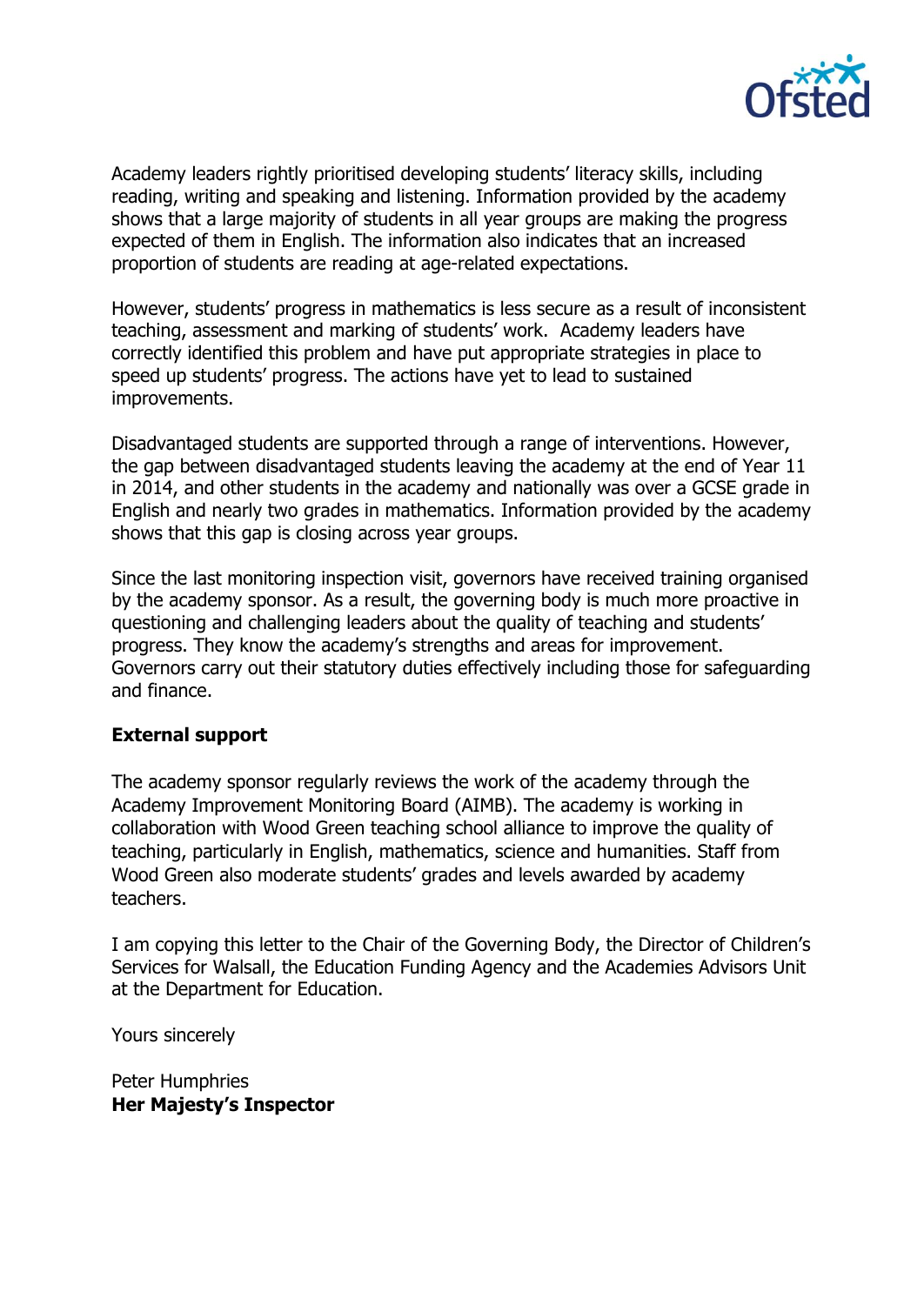Academy leaders rightly prioritised developing students' literacy skills, including reading, writing and speaking and listening. Information provided by the academy shows that a large majority of students in all year groups are making the progress expected of them in English. The information also indicates that an increased proportion of students are reading at age-related expectations.

However, students' progress in mathematics is less secure as a result of inconsistent teaching, assessment and marking of students' work. Academy leaders have correctly identified this problem and have put appropriate strategies in place to speed up students' progress. The actions have yet to lead to sustained improvements.

Disadvantaged students are supported through a range of interventions. However, the gap between disadvantaged students leaving the academy at the end of Year 11 in 2014, and other students in the academy and nationally was over a GCSE grade in English and nearly two grades in mathematics. Information provided by the academy shows that this gap is closing across year groups.

Since the last monitoring inspection visit, governors have received training organised by the academy sponsor. As a result, the governing body is much more proactive in questioning and challenging leaders about the quality of teaching and students' progress. They know the academy's strengths and areas for improvement. Governors carry out their statutory duties effectively including those for safeguarding and finance.

**External support**

The academy sponsor regularly reviews the work of the academy through the Academy Improvement Monitoring Board (AIMB). The academy is working in collaboration with Wood Green teaching school alliance to improve the quality of teaching, particularly in English, mathematics, science and humanities. Staff from Wood Green also moderate students' grades and levels awarded by academy teachers.

I am copying this letter to the Chair of the Governing Body, the Director of Children's Services for Walsall, the Education Funding Agency and the Academies Advisors Unit at the Department for Education.

Yours sincerely

Peter Humphries
**Her Majesty's Inspector**